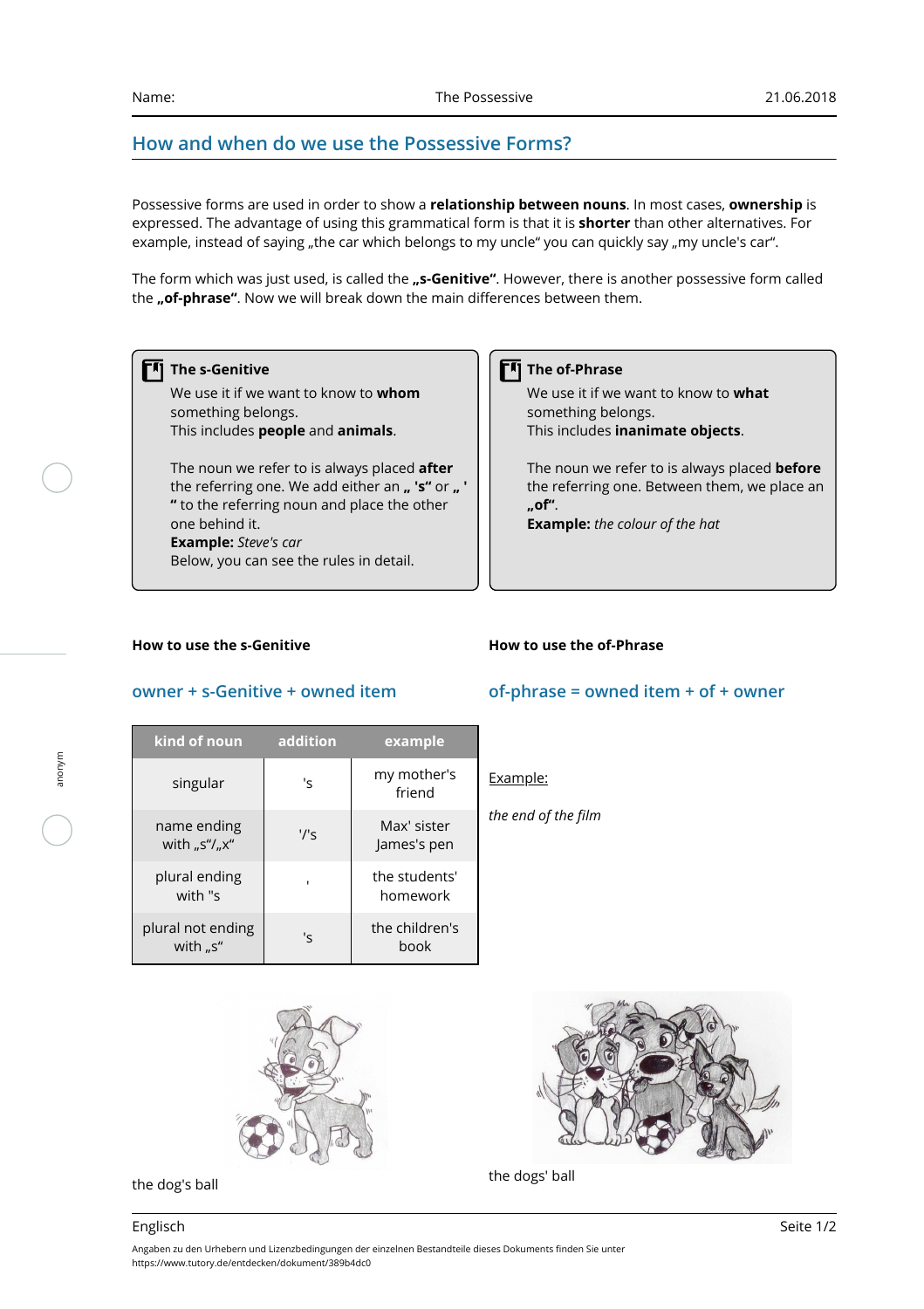## How and when do we use the Possessive Forms?

Possessive forms are used in order to show a **relationship between nouns**. In most cases, **ownership** is expressed. The advantage of using this grammatical form is that it is **shorter** than other alternatives. For example, instead of saying „the car which belongs to my uncle“ you can quickly say „my uncle's car“.

The form which was just used, is called the **„s-Genitive“**. However, there is another possessive form called the **„of-phrase“**. Now we will break down the main differences between them.

**The s-Genitive**

We use it if we want to know to **whom** something belongs.
This includes **people** and **animals**.

The noun we refer to is always placed **after** the referring one. We add either an **„ 's“** or **„ ' “** to the referring noun and place the other one behind it.
**Example:** *Steve's car*
Below, you can see the rules in detail.

**The of-Phrase**

We use it if we want to know to **what** something belongs.
This includes **inanimate objects**.

The noun we refer to is always placed **before** the referring one. Between them, we place an **„of“**.
**Example:** *the colour of the hat*

**How to use the s-Genitive**

### owner + s-Genitive + owned item

| kind of noun | addition | example |
|---|---|---|
| singular | 's | my mother's friend |
| name ending with „s“/„x“ | '/'s | Max' sister James's pen |
| plural ending with "s | ' | the students' homework |
| plural not ending with „s“ | 's | the children's book |

the dog's ball

**How to use the of-Phrase**

### of-phrase = owned item + of + owner

Example:

*the end of the film*

the dogs' ball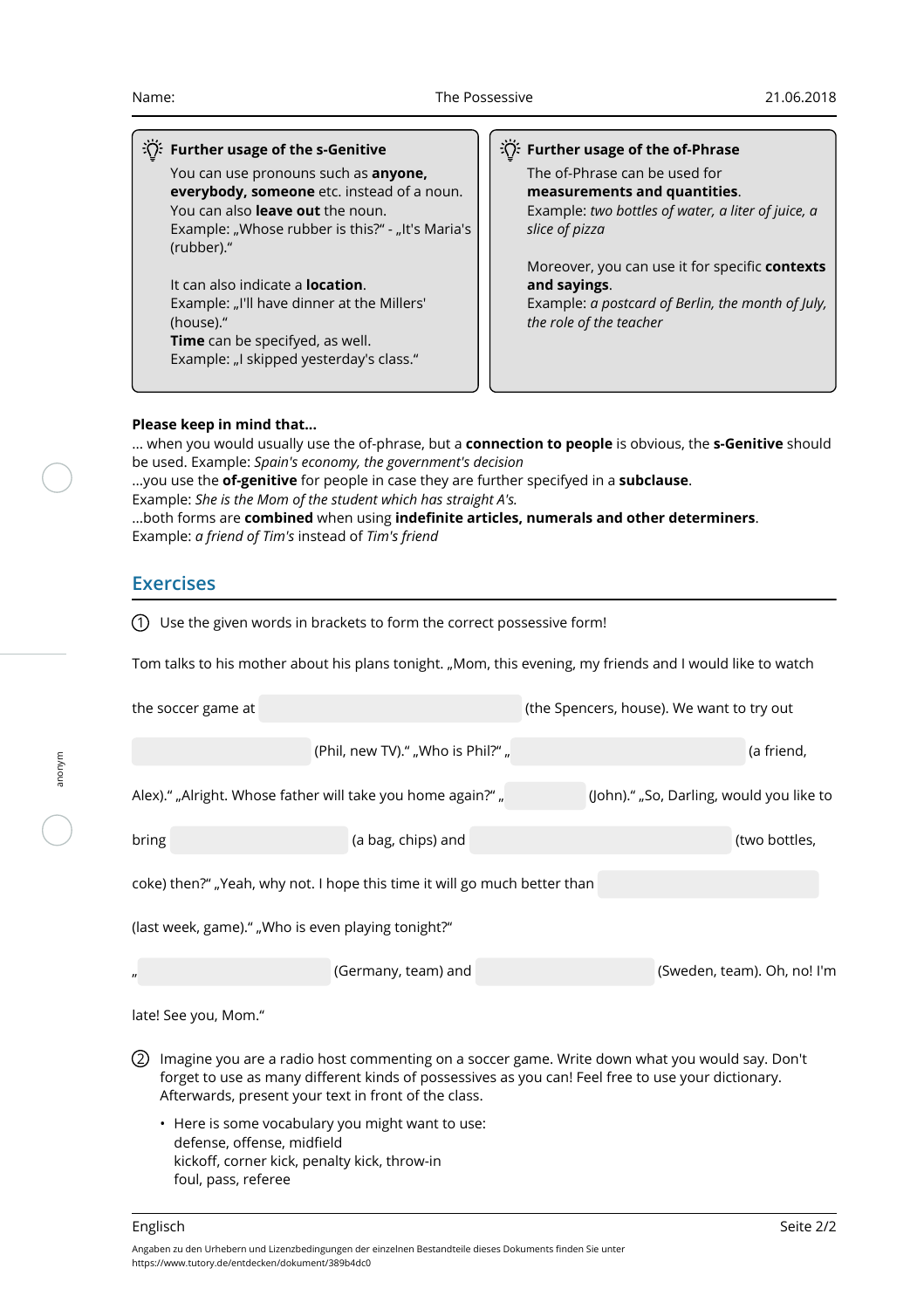### Further usage of the s-Genitive

You can use pronouns such as **anyone, everybody, someone** etc. instead of a noun.
You can also **leave out** the noun.
Example: „Whose rubber is this?“ - „It's Maria's (rubber).“

It can also indicate a **location**.
Example: „I'll have dinner at the Millers' (house).“
**Time** can be specifyed, as well.
Example: „I skipped yesterday's class.“

### Further usage of the of-Phrase

The of-Phrase can be used for **measurements and quantities**.
Example: *two bottles of water, a liter of juice, a slice of pizza*

Moreover, you can use it for specific **contexts and sayings**.
Example: *a postcard of Berlin, the month of July, the role of the teacher*

**Please keep in mind that...**

... when you would usually use the of-phrase, but a **connection to people** is obvious, the **s-Genitive** should be used. Example: *Spain's economy, the government's decision*
...you use the **of-genitive** for people in case they are further specifyed in a **subclause**.
Example: *She is the Mom of the student which has straight A's.*
...both forms are **combined** when using **indefinite articles, numerals and other determiners**.
Example: *a friend of Tim's* instead of *Tim's friend*

## Exercises

① Use the given words in brackets to form the correct possessive form!

Tom talks to his mother about his plans tonight. „Mom, this evening, my friends and I would like to watch the soccer game at ____________ (the Spencers, house). We want to try out ____________ (Phil, new TV).“ „Who is Phil?“ „____________ (a friend, Alex).“ „Alright. Whose father will take you home again?“ „________ (John).“ „So, Darling, would you like to bring ____________ (a bag, chips) and ____________ (two bottles, coke) then?“ „Yeah, why not. I hope this time it will go much better than ____________ (last week, game).“ „Who is even playing tonight?“

„____________ (Germany, team) and ____________ (Sweden, team). Oh, no! I'm late! See you, Mom.“

② Imagine you are a radio host commenting on a soccer game. Write down what you would say. Don't forget to use as many different kinds of possessives as you can! Feel free to use your dictionary. Afterwards, present your text in front of the class.

- Here is some vocabulary you might want to use:
  defense, offense, midfield
  kickoff, corner kick, penalty kick, throw-in
  foul, pass, referee

Angaben zu den Urhebern und Lizenzbedingungen der einzelnen Bestandteile dieses Dokuments finden Sie unter https://www.tutory.de/entdecken/dokument/389b4dc0